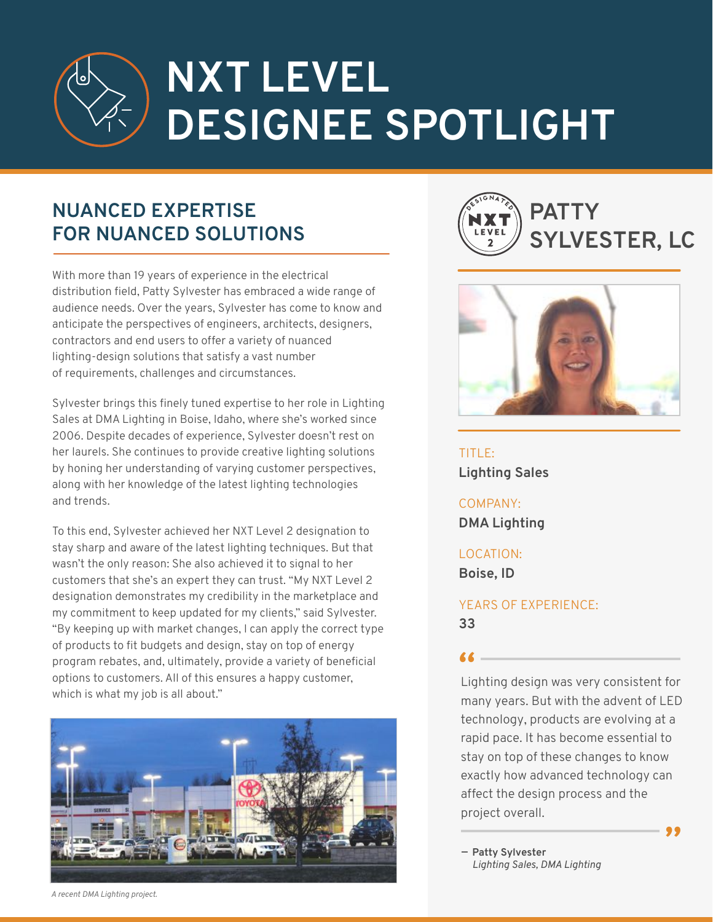# NXT LEVEL DESIGNEE SPOTLIGHT

## NUANCED EXPERTISE FOR NUANCED SOLUTIONS

With more than 19 years of experience in the electrical distribution field, Patty Sylvester has embraced a wide range of audience needs. Over the years, Sylvester has come to know and anticipate the perspectives of engineers, architects, designers, contractors and end users to offer a variety of nuanced lighting-design solutions that satisfy a vast number of requirements, challenges and circumstances.

Sylvester brings this finely tuned expertise to her role in Lighting Sales at DMA Lighting in Boise, Idaho, where she's worked since 2006. Despite decades of experience, Sylvester doesn't rest on her laurels. She continues to provide creative lighting solutions by honing her understanding of varying customer perspectives, along with her knowledge of the latest lighting technologies and trends.

To this end, Sylvester achieved her NXT Level 2 designation to stay sharp and aware of the latest lighting techniques. But that wasn't the only reason: She also achieved it to signal to her customers that she's an expert they can trust. "My NXT Level 2 designation demonstrates my credibility in the marketplace and my commitment to keep updated for my clients," said Sylvester. "By keeping up with market changes, I can apply the correct type of products to fit budgets and design, stay on top of energy program rebates, and, ultimately, provide a variety of beneficial options to customers. All of this ensures a happy customer, which is what my job is all about."

*A recent DMA Lighting project.*

## PATTY SYLVESTER, LC

TITLE:
**Lighting Sales**

COMPANY:
**DMA Lighting**

LOCATION:
**Boise, ID**

YEARS OF EXPERIENCE:
**33**

> "Lighting design was very consistent for many years. But with the advent of LED technology, products are evolving at a rapid pace. It has become essential to stay on top of these changes to know exactly how advanced technology can affect the design process and the project overall."
>
> — **Patty Sylvester**
> *Lighting Sales, DMA Lighting*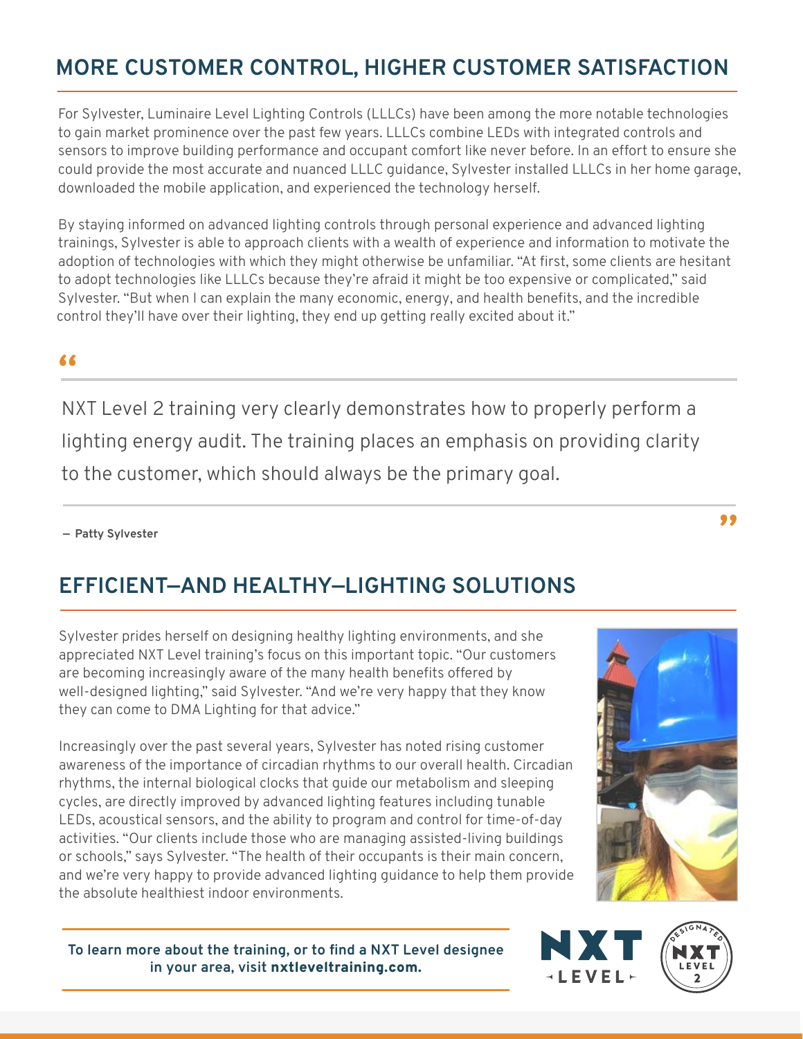## MORE CUSTOMER CONTROL, HIGHER CUSTOMER SATISFACTION

For Sylvester, Luminaire Level Lighting Controls (LLLCs) have been among the more notable technologies to gain market prominence over the past few years. LLLCs combine LEDs with integrated controls and sensors to improve building performance and occupant comfort like never before. In an effort to ensure she could provide the most accurate and nuanced LLLC guidance, Sylvester installed LLLCs in her home garage, downloaded the mobile application, and experienced the technology herself.

By staying informed on advanced lighting controls through personal experience and advanced lighting trainings, Sylvester is able to approach clients with a wealth of experience and information to motivate the adoption of technologies with which they might otherwise be unfamiliar. "At first, some clients are hesitant to adopt technologies like LLLCs because they're afraid it might be too expensive or complicated," said Sylvester. "But when I can explain the many economic, energy, and health benefits, and the incredible control they'll have over their lighting, they end up getting really excited about it."

> NXT Level 2 training very clearly demonstrates how to properly perform a lighting energy audit. The training places an emphasis on providing clarity to the customer, which should always be the primary goal.
>
> **— Patty Sylvester**

## EFFICIENT—AND HEALTHY—LIGHTING SOLUTIONS

Sylvester prides herself on designing healthy lighting environments, and she appreciated NXT Level training's focus on this important topic. "Our customers are becoming increasingly aware of the many health benefits offered by well-designed lighting," said Sylvester. "And we're very happy that they know they can come to DMA Lighting for that advice."

Increasingly over the past several years, Sylvester has noted rising customer awareness of the importance of circadian rhythms to our overall health. Circadian rhythms, the internal biological clocks that guide our metabolism and sleeping cycles, are directly improved by advanced lighting features including tunable LEDs, acoustical sensors, and the ability to program and control for time-of-day activities. "Our clients include those who are managing assisted-living buildings or schools," says Sylvester. "The health of their occupants is their main concern, and we're very happy to provide advanced lighting guidance to help them provide the absolute healthiest indoor environments.

**To learn more about the training, or to find a NXT Level designee in your area, visit nxtleveltraining.com.**